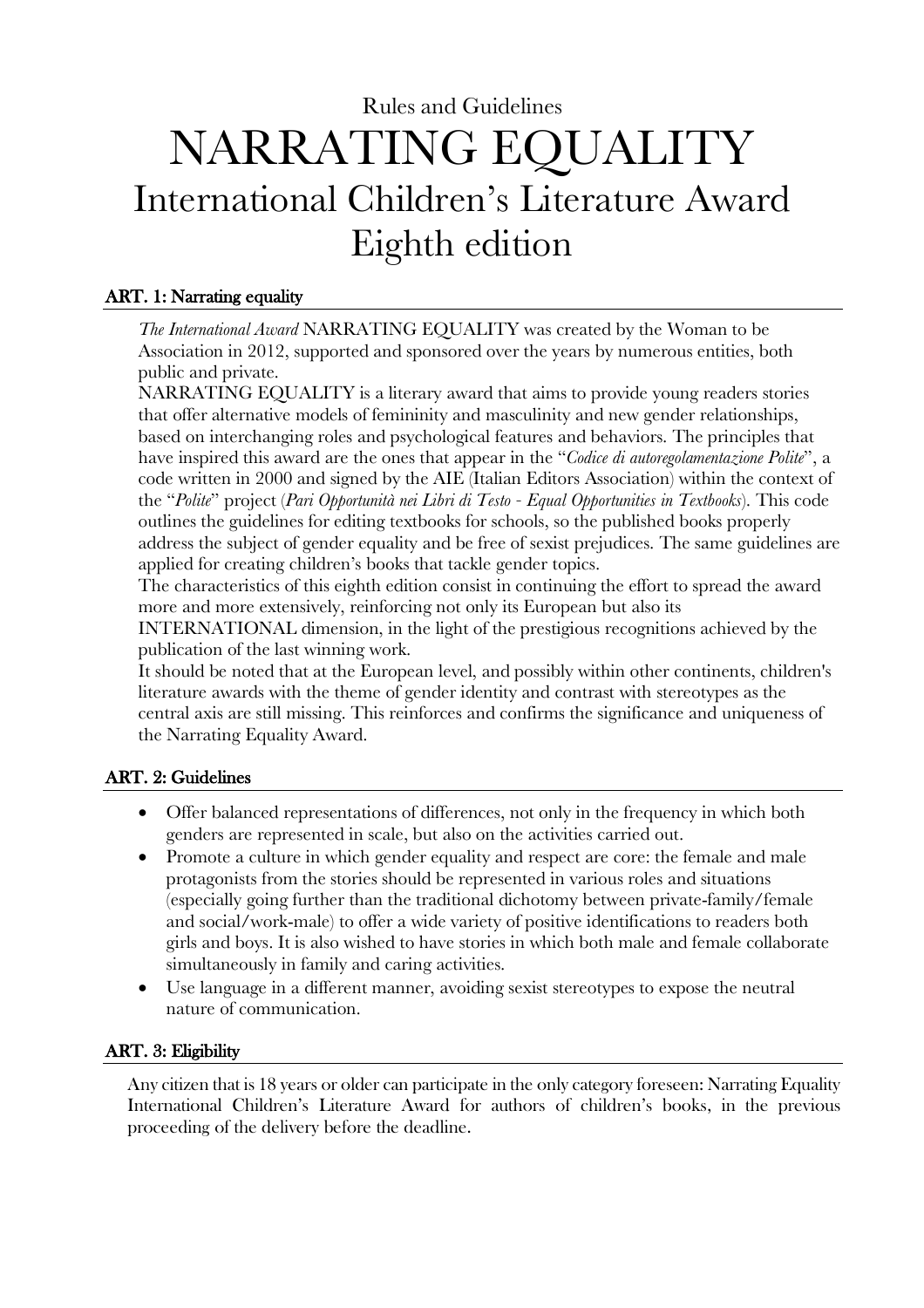Rules and Guidelines

# NARRATING EQUALITY
## International Children's Literature Award
## Eighth edition

### ART. 1: Narrating equality

*The International Award* NARRATING EQUALITY was created by the Woman to be Association in 2012, supported and sponsored over the years by numerous entities, both public and private.

NARRATING EQUALITY is a literary award that aims to provide young readers stories that offer alternative models of femininity and masculinity and new gender relationships, based on interchanging roles and psychological features and behaviors. The principles that have inspired this award are the ones that appear in the "*Codice di autoregolamentazione Polite*", a code written in 2000 and signed by the AIE (Italian Editors Association) within the context of the "*Polite*" project (*Pari Opportunità nei Libri di Testo - Equal Opportunities in Textbooks*). This code outlines the guidelines for editing textbooks for schools, so the published books properly address the subject of gender equality and be free of sexist prejudices. The same guidelines are applied for creating children's books that tackle gender topics.

The characteristics of this eighth edition consist in continuing the effort to spread the award more and more extensively, reinforcing not only its European but also its INTERNATIONAL dimension, in the light of the prestigious recognitions achieved by the publication of the last winning work.

It should be noted that at the European level, and possibly within other continents, children's literature awards with the theme of gender identity and contrast with stereotypes as the central axis are still missing. This reinforces and confirms the significance and uniqueness of the Narrating Equality Award.

### ART. 2: Guidelines

- Offer balanced representations of differences, not only in the frequency in which both genders are represented in scale, but also on the activities carried out.
- Promote a culture in which gender equality and respect are core: the female and male protagonists from the stories should be represented in various roles and situations (especially going further than the traditional dichotomy between private-family/female and social/work-male) to offer a wide variety of positive identifications to readers both girls and boys. It is also wished to have stories in which both male and female collaborate simultaneously in family and caring activities.
- Use language in a different manner, avoiding sexist stereotypes to expose the neutral nature of communication.

### ART. 3: Eligibility

Any citizen that is 18 years or older can participate in the only category foreseen: Narrating Equality International Children's Literature Award for authors of children's books, in the previous proceeding of the delivery before the deadline.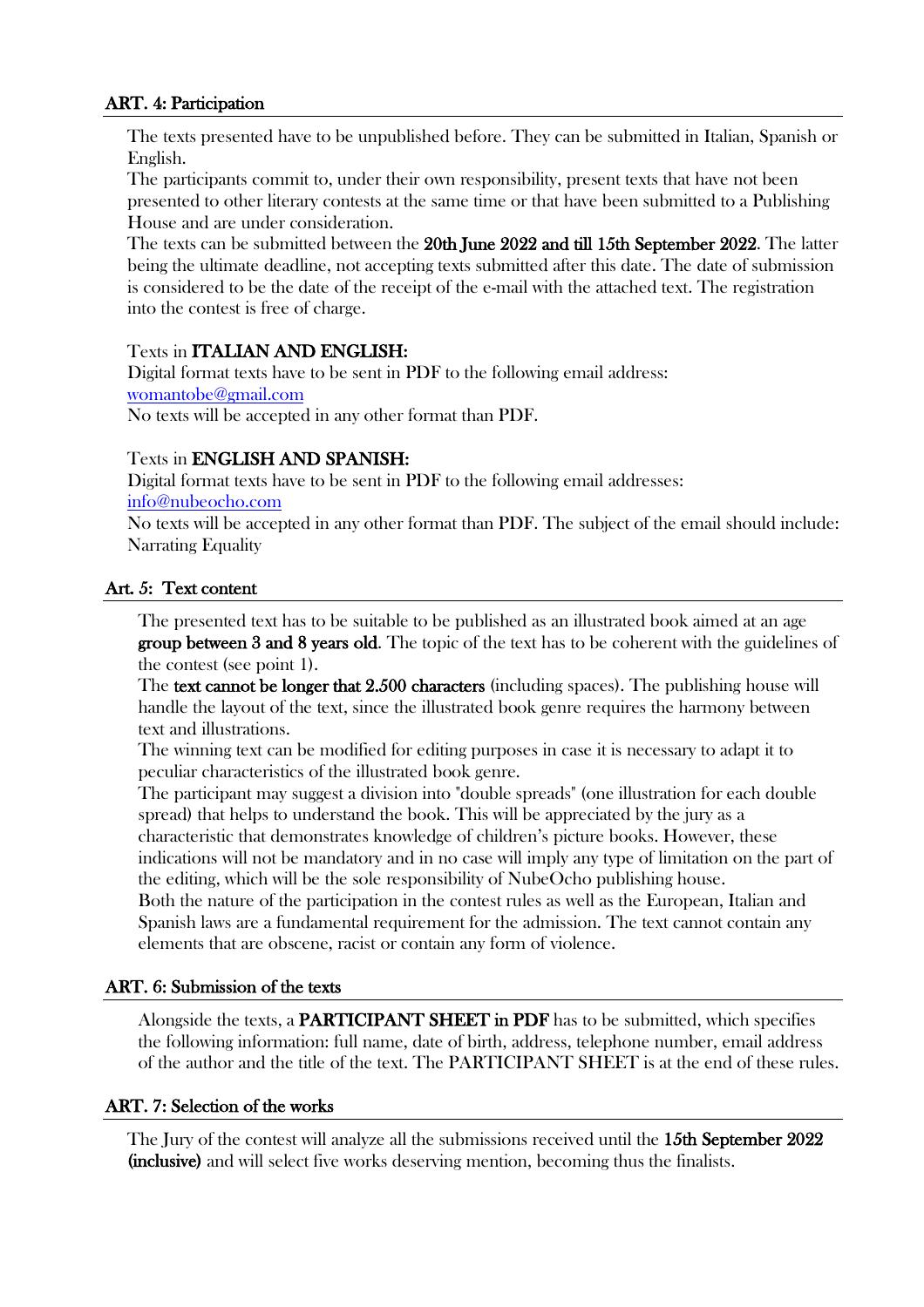## ART. 4: Participation

The texts presented have to be unpublished before. They can be submitted in Italian, Spanish or English.

The participants commit to, under their own responsibility, present texts that have not been presented to other literary contests at the same time or that have been submitted to a Publishing House and are under consideration.

The texts can be submitted between the **20th June 2022 and till 15th September 2022**. The latter being the ultimate deadline, not accepting texts submitted after this date. The date of submission is considered to be the date of the receipt of the e-mail with the attached text. The registration into the contest is free of charge.

Texts in **ITALIAN AND ENGLISH:**

Digital format texts have to be sent in PDF to the following email address:
womantobe@gmail.com

No texts will be accepted in any other format than PDF.

Texts in **ENGLISH AND SPANISH:**

Digital format texts have to be sent in PDF to the following email addresses:
info@nubeocho.com

No texts will be accepted in any other format than PDF. The subject of the email should include: Narrating Equality

## Art. 5: Text content

The presented text has to be suitable to be published as an illustrated book aimed at an age **group between 3 and 8 years old**. The topic of the text has to be coherent with the guidelines of the contest (see point 1).

The **text cannot be longer that 2.500 characters** (including spaces). The publishing house will handle the layout of the text, since the illustrated book genre requires the harmony between text and illustrations.

The winning text can be modified for editing purposes in case it is necessary to adapt it to peculiar characteristics of the illustrated book genre.

The participant may suggest a division into "double spreads" (one illustration for each double spread) that helps to understand the book. This will be appreciated by the jury as a characteristic that demonstrates knowledge of children's picture books. However, these indications will not be mandatory and in no case will imply any type of limitation on the part of the editing, which will be the sole responsibility of NubeOcho publishing house.

Both the nature of the participation in the contest rules as well as the European, Italian and Spanish laws are a fundamental requirement for the admission. The text cannot contain any elements that are obscene, racist or contain any form of violence.

## ART. 6: Submission of the texts

Alongside the texts, a **PARTICIPANT SHEET in PDF** has to be submitted, which specifies the following information: full name, date of birth, address, telephone number, email address of the author and the title of the text. The PARTICIPANT SHEET is at the end of these rules.

## ART. 7: Selection of the works

The Jury of the contest will analyze all the submissions received until the **15th September 2022 (inclusive)** and will select five works deserving mention, becoming thus the finalists.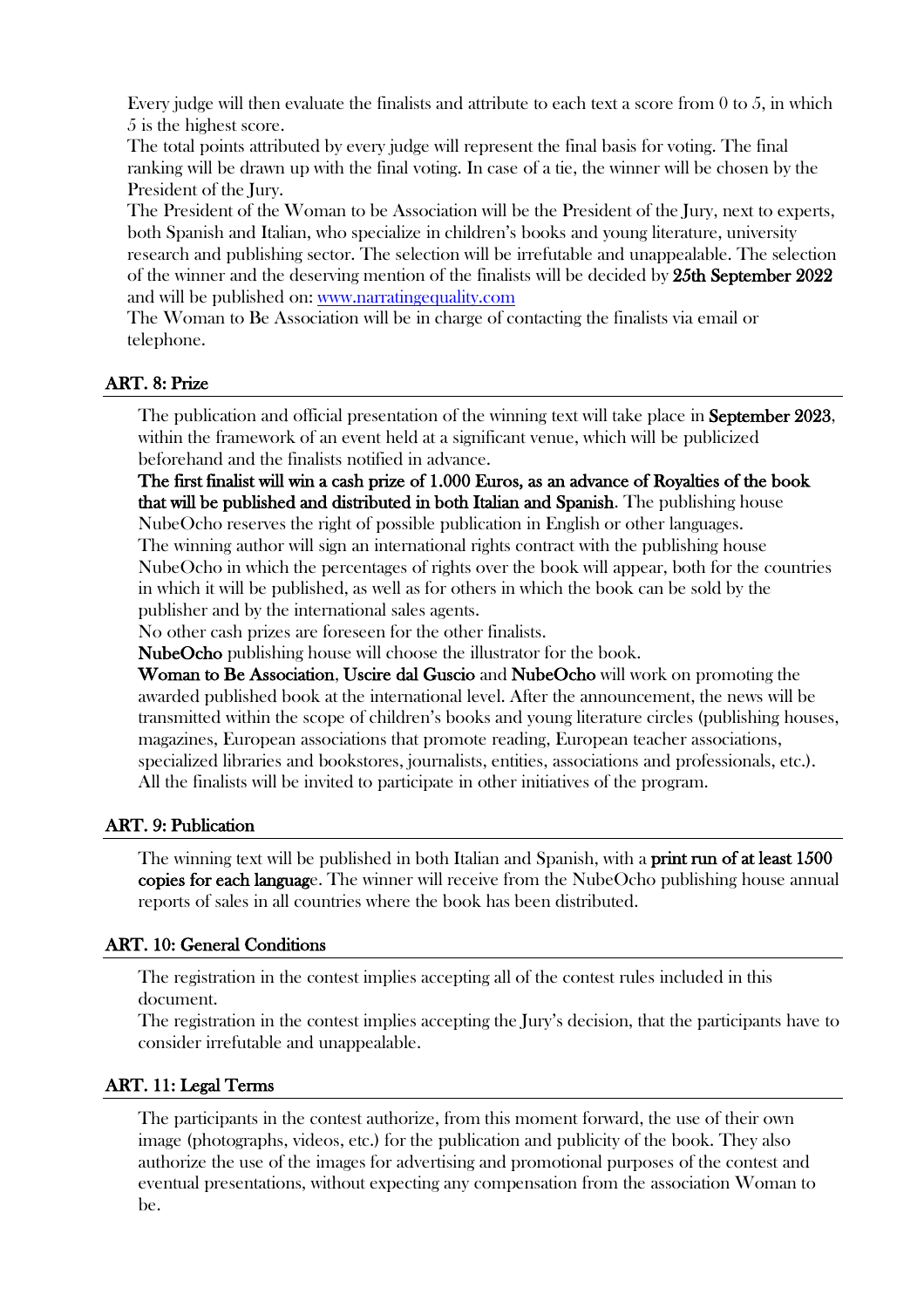Every judge will then evaluate the finalists and attribute to each text a score from 0 to 5, in which 5 is the highest score.

The total points attributed by every judge will represent the final basis for voting. The final ranking will be drawn up with the final voting. In case of a tie, the winner will be chosen by the President of the Jury.

The President of the Woman to be Association will be the President of the Jury, next to experts, both Spanish and Italian, who specialize in children's books and young literature, university research and publishing sector. The selection will be irrefutable and unappealable. The selection of the winner and the deserving mention of the finalists will be decided by **25th September 2022** and will be published on: [www.narratingequality.com](www.narratingequality.com)

The Woman to Be Association will be in charge of contacting the finalists via email or telephone.

## ART. 8: Prize

The publication and official presentation of the winning text will take place in **September 2023**, within the framework of an event held at a significant venue, which will be publicized beforehand and the finalists notified in advance.

**The first finalist will win a cash prize of 1.000 Euros, as an advance of Royalties of the book that will be published and distributed in both Italian and Spanish**. The publishing house NubeOcho reserves the right of possible publication in English or other languages.

The winning author will sign an international rights contract with the publishing house NubeOcho in which the percentages of rights over the book will appear, both for the countries in which it will be published, as well as for others in which the book can be sold by the publisher and by the international sales agents.

No other cash prizes are foreseen for the other finalists.

**NubeOcho** publishing house will choose the illustrator for the book.

**Woman to Be Association**, **Uscire dal Guscio** and **NubeOcho** will work on promoting the awarded published book at the international level. After the announcement, the news will be transmitted within the scope of children's books and young literature circles (publishing houses, magazines, European associations that promote reading, European teacher associations, specialized libraries and bookstores, journalists, entities, associations and professionals, etc.). All the finalists will be invited to participate in other initiatives of the program.

## ART. 9: Publication

The winning text will be published in both Italian and Spanish, with a **print run of at least 1500 copies for each languag**e. The winner will receive from the NubeOcho publishing house annual reports of sales in all countries where the book has been distributed.

## ART. 10: General Conditions

The registration in the contest implies accepting all of the contest rules included in this document.

The registration in the contest implies accepting the Jury's decision, that the participants have to consider irrefutable and unappealable.

## ART. 11: Legal Terms

The participants in the contest authorize, from this moment forward, the use of their own image (photographs, videos, etc.) for the publication and publicity of the book. They also authorize the use of the images for advertising and promotional purposes of the contest and eventual presentations, without expecting any compensation from the association Woman to be.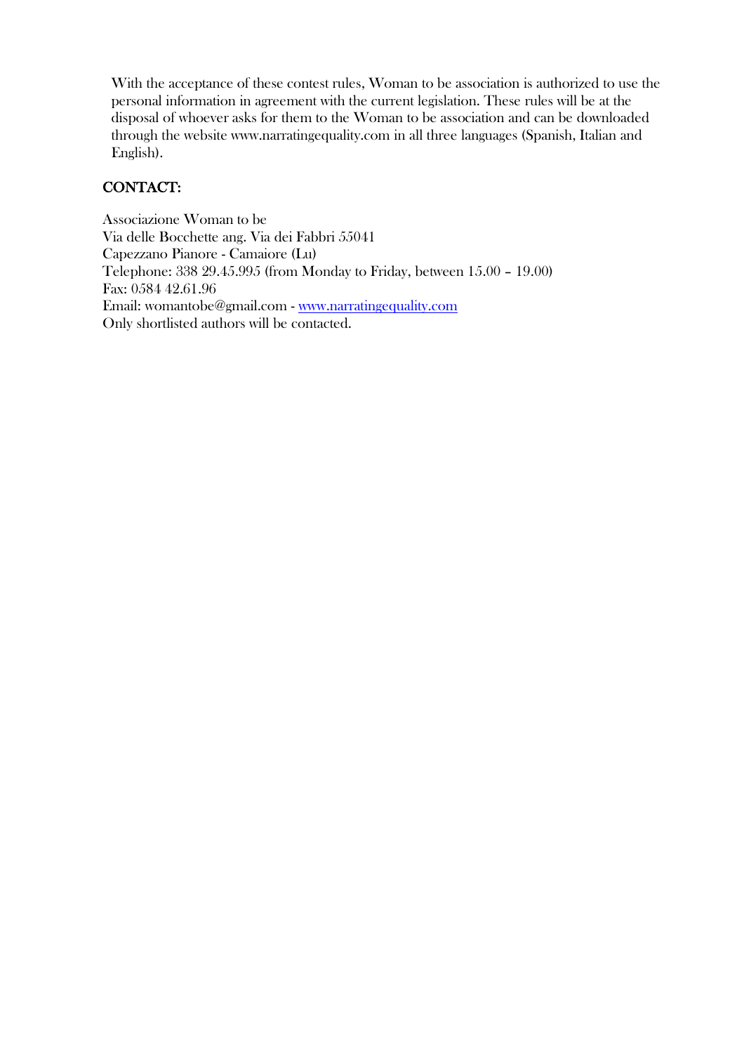With the acceptance of these contest rules, Woman to be association is authorized to use the personal information in agreement with the current legislation. These rules will be at the disposal of whoever asks for them to the Woman to be association and can be downloaded through the website www.narratingequality.com in all three languages (Spanish, Italian and English).

## CONTACT:

Associazione Woman to be
Via delle Bocchette ang. Via dei Fabbri 55041
Capezzano Pianore - Camaiore (Lu)
Telephone: 338 29.45.995 (from Monday to Friday, between 15.00 – 19.00)
Fax: 0584 42.61.96
Email: womantobe@gmail.com - www.narratingequality.com
Only shortlisted authors will be contacted.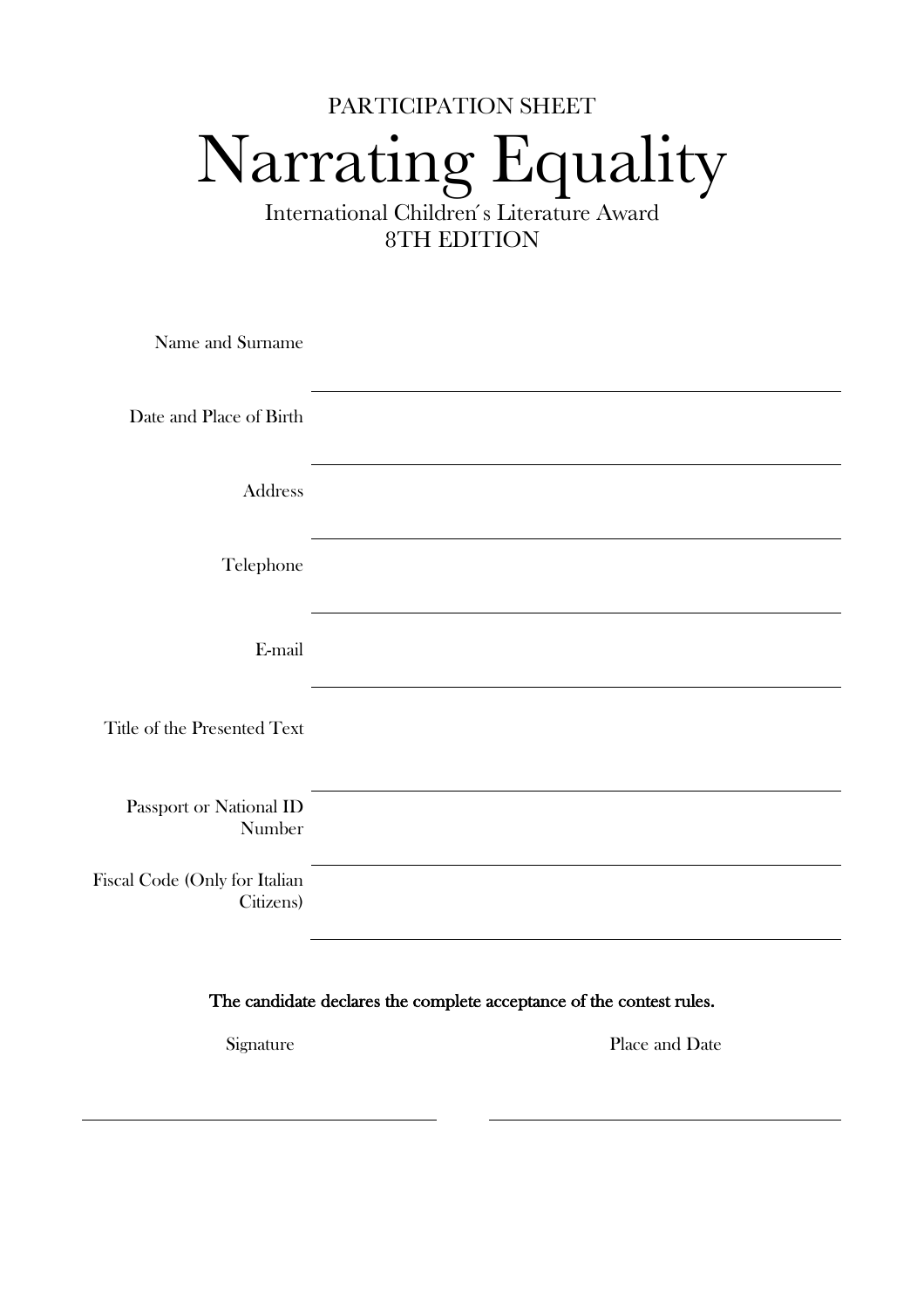PARTICIPATION SHEET

# Narrating Equality

International Children´s Literature Award
8TH EDITION

Name and Surname ______________________________

Date and Place of Birth ______________________________

Address ______________________________

Telephone ______________________________

E-mail ______________________________

Title of the Presented Text ______________________________

Passport or National ID Number ______________________________

Fiscal Code (Only for Italian Citizens) ______________________________

**The candidate declares the complete acceptance of the contest rules.**

Signature ______________________________

Place and Date ______________________________